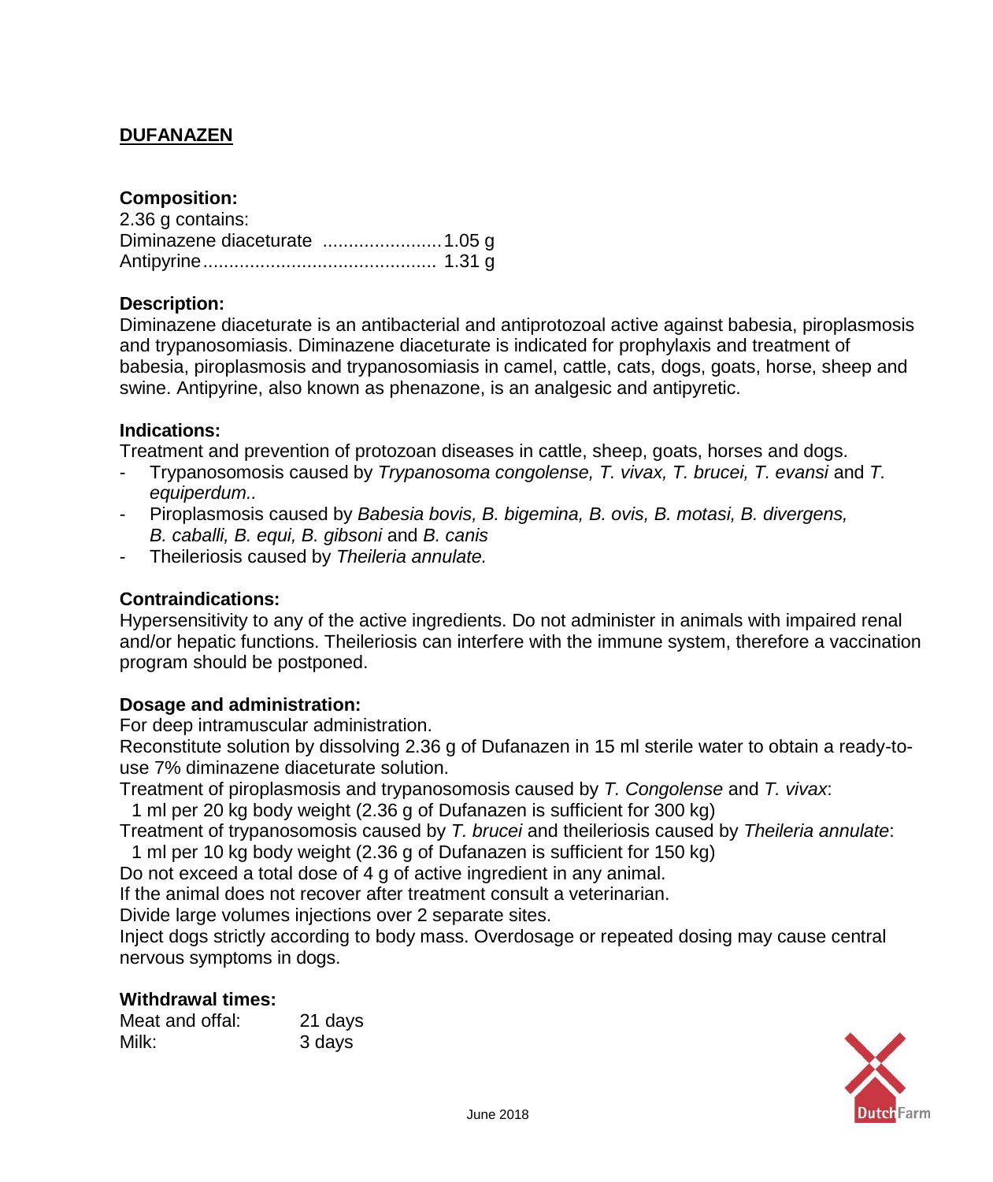# <u>DUFANAZEN</u>

**Composition:**

2.36 g contains:
Diminazene diaceturate ......................1.05 g
Antipyrine............................................ 1.31 g

**Description:**

Diminazene diaceturate is an antibacterial and antiprotozoal active against babesia, piroplasmosis and trypanosomiasis. Diminazene diaceturate is indicated for prophylaxis and treatment of babesia, piroplasmosis and trypanosomiasis in camel, cattle, cats, dogs, goats, horse, sheep and swine. Antipyrine, also known as phenazone, is an analgesic and antipyretic.

**Indications:**

Treatment and prevention of protozoan diseases in cattle, sheep, goats, horses and dogs.

- Trypanosomosis caused by *Trypanosoma congolense, T. vivax, T. brucei, T. evansi* and *T. equiperdum..*
- Piroplasmosis caused by *Babesia bovis, B. bigemina, B. ovis, B. motasi, B. divergens, B. caballi, B. equi, B. gibsoni* and *B. canis*
- Theileriosis caused by *Theileria annulate.*

**Contraindications:**

Hypersensitivity to any of the active ingredients. Do not administer in animals with impaired renal and/or hepatic functions. Theileriosis can interfere with the immune system, therefore a vaccination program should be postponed.

**Dosage and administration:**

For deep intramuscular administration.
Reconstitute solution by dissolving 2.36 g of Dufanazen in 15 ml sterile water to obtain a ready-to-use 7% diminazene diaceturate solution.
Treatment of piroplasmosis and trypanosomosis caused by *T. Congolense* and *T. vivax*:
 1 ml per 20 kg body weight (2.36 g of Dufanazen is sufficient for 300 kg)
Treatment of trypanosomosis caused by *T. brucei* and theileriosis caused by *Theileria annulate*:
 1 ml per 10 kg body weight (2.36 g of Dufanazen is sufficient for 150 kg)
Do not exceed a total dose of 4 g of active ingredient in any animal.
If the animal does not recover after treatment consult a veterinarian.
Divide large volumes injections over 2 separate sites.
Inject dogs strictly according to body mass. Overdosage or repeated dosing may cause central nervous symptoms in dogs.

**Withdrawal times:**

| | |
|---|---|
| Meat and offal: | 21 days |
| Milk: | 3 days |

June 2018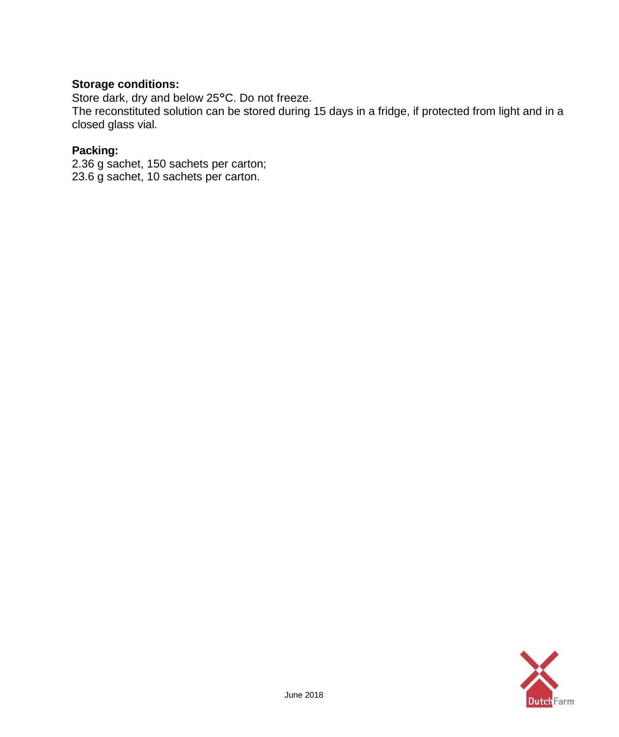**Storage conditions:**

Store dark, dry and below 25°C. Do not freeze.

The reconstituted solution can be stored during 15 days in a fridge, if protected from light and in a closed glass vial.

**Packing:**

2.36 g sachet, 150 sachets per carton;

23.6 g sachet, 10 sachets per carton.

June 2018